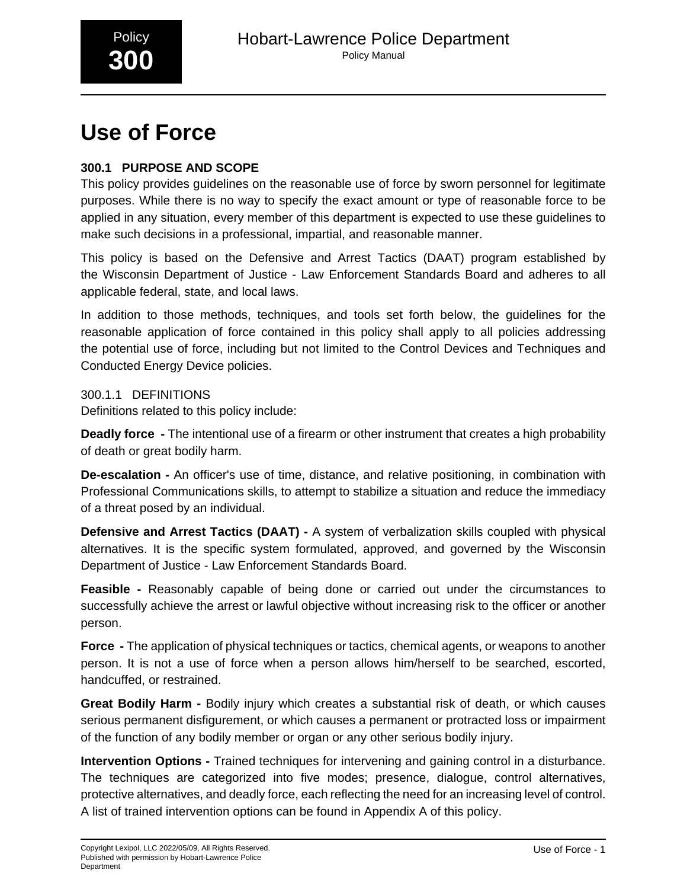Policy **300**

# Hobart-Lawrence Police Department

Policy Manual

# Use of Force

### 300.1 PURPOSE AND SCOPE

This policy provides guidelines on the reasonable use of force by sworn personnel for legitimate purposes. While there is no way to specify the exact amount or type of reasonable force to be applied in any situation, every member of this department is expected to use these guidelines to make such decisions in a professional, impartial, and reasonable manner.

This policy is based on the Defensive and Arrest Tactics (DAAT) program established by the Wisconsin Department of Justice - Law Enforcement Standards Board and adheres to all applicable federal, state, and local laws.

In addition to those methods, techniques, and tools set forth below, the guidelines for the reasonable application of force contained in this policy shall apply to all policies addressing the potential use of force, including but not limited to the Control Devices and Techniques and Conducted Energy Device policies.

#### 300.1.1 DEFINITIONS

Definitions related to this policy include:

**Deadly force -** The intentional use of a firearm or other instrument that creates a high probability of death or great bodily harm.

**De-escalation -** An officer's use of time, distance, and relative positioning, in combination with Professional Communications skills, to attempt to stabilize a situation and reduce the immediacy of a threat posed by an individual.

**Defensive and Arrest Tactics (DAAT) -** A system of verbalization skills coupled with physical alternatives. It is the specific system formulated, approved, and governed by the Wisconsin Department of Justice - Law Enforcement Standards Board.

**Feasible -** Reasonably capable of being done or carried out under the circumstances to successfully achieve the arrest or lawful objective without increasing risk to the officer or another person.

**Force -** The application of physical techniques or tactics, chemical agents, or weapons to another person. It is not a use of force when a person allows him/herself to be searched, escorted, handcuffed, or restrained.

**Great Bodily Harm -** Bodily injury which creates a substantial risk of death, or which causes serious permanent disfigurement, or which causes a permanent or protracted loss or impairment of the function of any bodily member or organ or any other serious bodily injury.

**Intervention Options -** Trained techniques for intervening and gaining control in a disturbance. The techniques are categorized into five modes; presence, dialogue, control alternatives, protective alternatives, and deadly force, each reflecting the need for an increasing level of control. A list of trained intervention options can be found in Appendix A of this policy.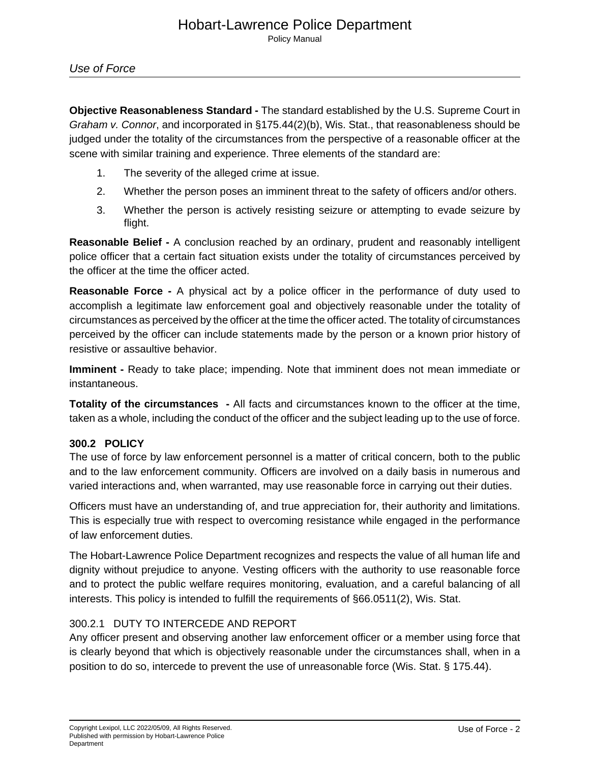**Objective Reasonableness Standard -** The standard established by the U.S. Supreme Court in *Graham v. Connor*, and incorporated in §175.44(2)(b), Wis. Stat., that reasonableness should be judged under the totality of the circumstances from the perspective of a reasonable officer at the scene with similar training and experience. Three elements of the standard are:

1. The severity of the alleged crime at issue.
2. Whether the person poses an imminent threat to the safety of officers and/or others.
3. Whether the person is actively resisting seizure or attempting to evade seizure by flight.

**Reasonable Belief -** A conclusion reached by an ordinary, prudent and reasonably intelligent police officer that a certain fact situation exists under the totality of circumstances perceived by the officer at the time the officer acted.

**Reasonable Force -** A physical act by a police officer in the performance of duty used to accomplish a legitimate law enforcement goal and objectively reasonable under the totality of circumstances as perceived by the officer at the time the officer acted. The totality of circumstances perceived by the officer can include statements made by the person or a known prior history of resistive or assaultive behavior.

**Imminent -** Ready to take place; impending. Note that imminent does not mean immediate or instantaneous.

**Totality of the circumstances -** All facts and circumstances known to the officer at the time, taken as a whole, including the conduct of the officer and the subject leading up to the use of force.

## 300.2 POLICY

The use of force by law enforcement personnel is a matter of critical concern, both to the public and to the law enforcement community. Officers are involved on a daily basis in numerous and varied interactions and, when warranted, may use reasonable force in carrying out their duties.

Officers must have an understanding of, and true appreciation for, their authority and limitations. This is especially true with respect to overcoming resistance while engaged in the performance of law enforcement duties.

The Hobart-Lawrence Police Department recognizes and respects the value of all human life and dignity without prejudice to anyone. Vesting officers with the authority to use reasonable force and to protect the public welfare requires monitoring, evaluation, and a careful balancing of all interests. This policy is intended to fulfill the requirements of §66.0511(2), Wis. Stat.

### 300.2.1 DUTY TO INTERCEDE AND REPORT

Any officer present and observing another law enforcement officer or a member using force that is clearly beyond that which is objectively reasonable under the circumstances shall, when in a position to do so, intercede to prevent the use of unreasonable force (Wis. Stat. § 175.44).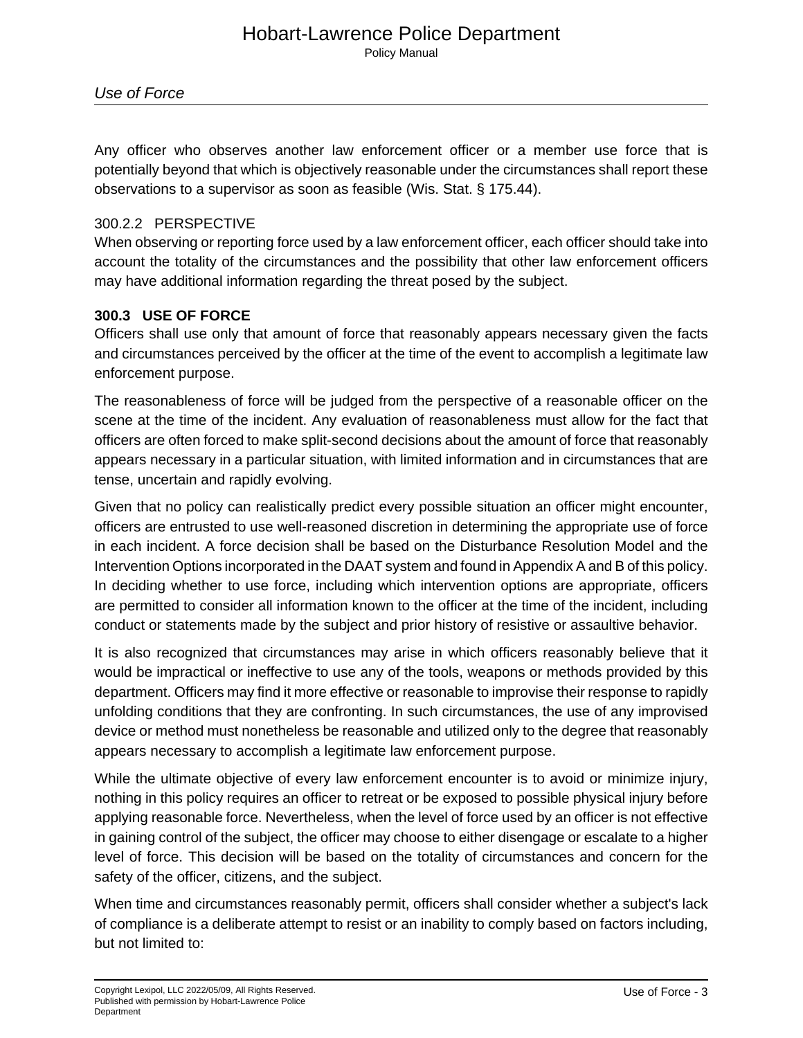Any officer who observes another law enforcement officer or a member use force that is potentially beyond that which is objectively reasonable under the circumstances shall report these observations to a supervisor as soon as feasible (Wis. Stat. § 175.44).

### 300.2.2 PERSPECTIVE

When observing or reporting force used by a law enforcement officer, each officer should take into account the totality of the circumstances and the possibility that other law enforcement officers may have additional information regarding the threat posed by the subject.

## 300.3 USE OF FORCE

Officers shall use only that amount of force that reasonably appears necessary given the facts and circumstances perceived by the officer at the time of the event to accomplish a legitimate law enforcement purpose.

The reasonableness of force will be judged from the perspective of a reasonable officer on the scene at the time of the incident. Any evaluation of reasonableness must allow for the fact that officers are often forced to make split-second decisions about the amount of force that reasonably appears necessary in a particular situation, with limited information and in circumstances that are tense, uncertain and rapidly evolving.

Given that no policy can realistically predict every possible situation an officer might encounter, officers are entrusted to use well-reasoned discretion in determining the appropriate use of force in each incident. A force decision shall be based on the Disturbance Resolution Model and the Intervention Options incorporated in the DAAT system and found in Appendix A and B of this policy. In deciding whether to use force, including which intervention options are appropriate, officers are permitted to consider all information known to the officer at the time of the incident, including conduct or statements made by the subject and prior history of resistive or assaultive behavior.

It is also recognized that circumstances may arise in which officers reasonably believe that it would be impractical or ineffective to use any of the tools, weapons or methods provided by this department. Officers may find it more effective or reasonable to improvise their response to rapidly unfolding conditions that they are confronting. In such circumstances, the use of any improvised device or method must nonetheless be reasonable and utilized only to the degree that reasonably appears necessary to accomplish a legitimate law enforcement purpose.

While the ultimate objective of every law enforcement encounter is to avoid or minimize injury, nothing in this policy requires an officer to retreat or be exposed to possible physical injury before applying reasonable force. Nevertheless, when the level of force used by an officer is not effective in gaining control of the subject, the officer may choose to either disengage or escalate to a higher level of force. This decision will be based on the totality of circumstances and concern for the safety of the officer, citizens, and the subject.

When time and circumstances reasonably permit, officers shall consider whether a subject's lack of compliance is a deliberate attempt to resist or an inability to comply based on factors including, but not limited to: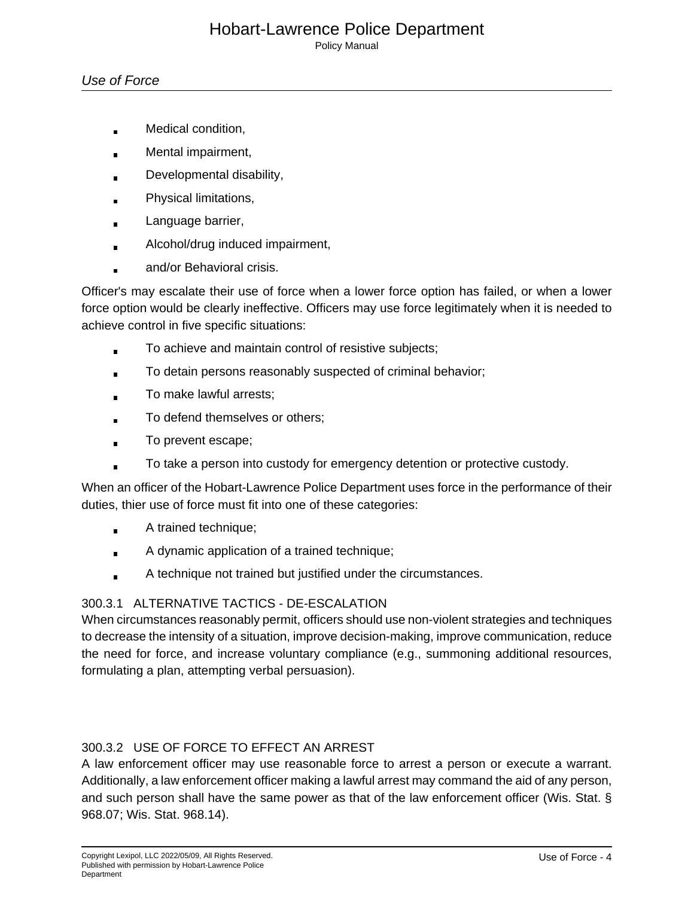- Medical condition,
- Mental impairment,
- Developmental disability,
- Physical limitations,
- Language barrier,
- Alcohol/drug induced impairment,
- and/or Behavioral crisis.

Officer's may escalate their use of force when a lower force option has failed, or when a lower force option would be clearly ineffective. Officers may use force legitimately when it is needed to achieve control in five specific situations:

- To achieve and maintain control of resistive subjects;
- To detain persons reasonably suspected of criminal behavior;
- To make lawful arrests;
- To defend themselves or others;
- To prevent escape;
- To take a person into custody for emergency detention or protective custody.

When an officer of the Hobart-Lawrence Police Department uses force in the performance of their duties, thier use of force must fit into one of these categories:

- A trained technique;
- A dynamic application of a trained technique;
- A technique not trained but justified under the circumstances.

### 300.3.1 ALTERNATIVE TACTICS - DE-ESCALATION

When circumstances reasonably permit, officers should use non-violent strategies and techniques to decrease the intensity of a situation, improve decision-making, improve communication, reduce the need for force, and increase voluntary compliance (e.g., summoning additional resources, formulating a plan, attempting verbal persuasion).

### 300.3.2 USE OF FORCE TO EFFECT AN ARREST

A law enforcement officer may use reasonable force to arrest a person or execute a warrant. Additionally, a law enforcement officer making a lawful arrest may command the aid of any person, and such person shall have the same power as that of the law enforcement officer (Wis. Stat. § 968.07; Wis. Stat. 968.14).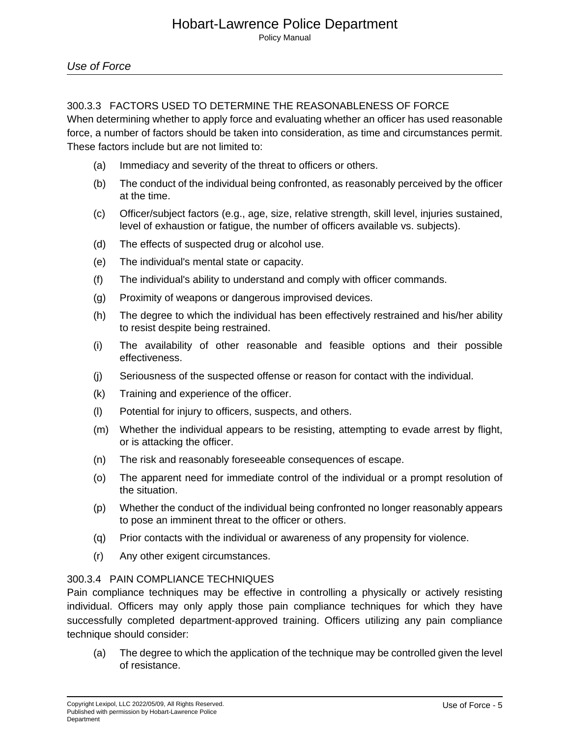### 300.3.3 FACTORS USED TO DETERMINE THE REASONABLENESS OF FORCE

When determining whether to apply force and evaluating whether an officer has used reasonable force, a number of factors should be taken into consideration, as time and circumstances permit. These factors include but are not limited to:

(a) Immediacy and severity of the threat to officers or others.

(b) The conduct of the individual being confronted, as reasonably perceived by the officer at the time.

(c) Officer/subject factors (e.g., age, size, relative strength, skill level, injuries sustained, level of exhaustion or fatigue, the number of officers available vs. subjects).

(d) The effects of suspected drug or alcohol use.

(e) The individual's mental state or capacity.

(f) The individual's ability to understand and comply with officer commands.

(g) Proximity of weapons or dangerous improvised devices.

(h) The degree to which the individual has been effectively restrained and his/her ability to resist despite being restrained.

(i) The availability of other reasonable and feasible options and their possible effectiveness.

(j) Seriousness of the suspected offense or reason for contact with the individual.

(k) Training and experience of the officer.

(l) Potential for injury to officers, suspects, and others.

(m) Whether the individual appears to be resisting, attempting to evade arrest by flight, or is attacking the officer.

(n) The risk and reasonably foreseeable consequences of escape.

(o) The apparent need for immediate control of the individual or a prompt resolution of the situation.

(p) Whether the conduct of the individual being confronted no longer reasonably appears to pose an imminent threat to the officer or others.

(q) Prior contacts with the individual or awareness of any propensity for violence.

(r) Any other exigent circumstances.

### 300.3.4 PAIN COMPLIANCE TECHNIQUES

Pain compliance techniques may be effective in controlling a physically or actively resisting individual. Officers may only apply those pain compliance techniques for which they have successfully completed department-approved training. Officers utilizing any pain compliance technique should consider:

(a) The degree to which the application of the technique may be controlled given the level of resistance.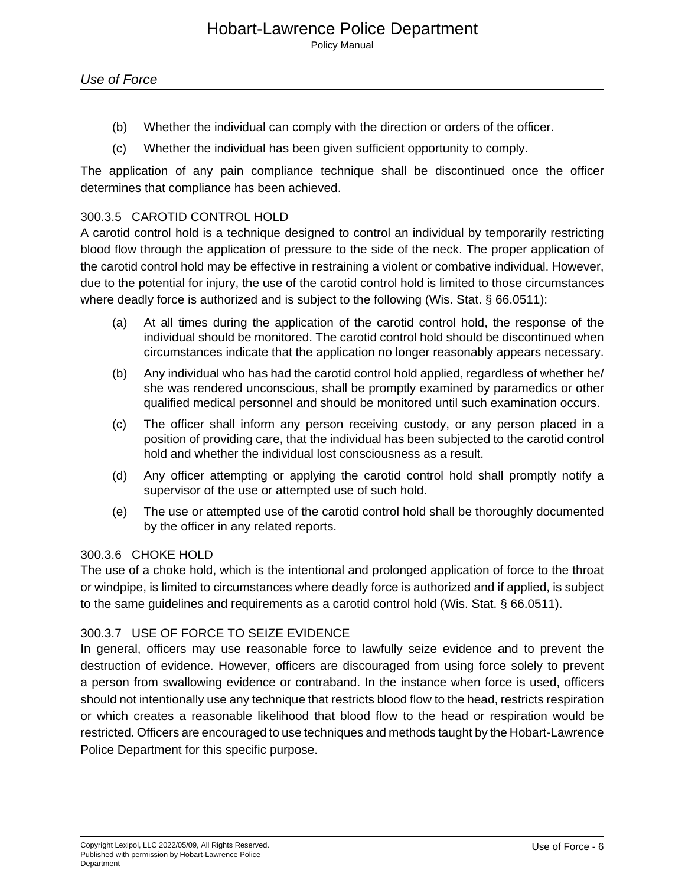(b) Whether the individual can comply with the direction or orders of the officer.

(c) Whether the individual has been given sufficient opportunity to comply.

The application of any pain compliance technique shall be discontinued once the officer determines that compliance has been achieved.

### 300.3.5 CAROTID CONTROL HOLD

A carotid control hold is a technique designed to control an individual by temporarily restricting blood flow through the application of pressure to the side of the neck. The proper application of the carotid control hold may be effective in restraining a violent or combative individual. However, due to the potential for injury, the use of the carotid control hold is limited to those circumstances where deadly force is authorized and is subject to the following (Wis. Stat. § 66.0511):

(a) At all times during the application of the carotid control hold, the response of the individual should be monitored. The carotid control hold should be discontinued when circumstances indicate that the application no longer reasonably appears necessary.

(b) Any individual who has had the carotid control hold applied, regardless of whether he/she was rendered unconscious, shall be promptly examined by paramedics or other qualified medical personnel and should be monitored until such examination occurs.

(c) The officer shall inform any person receiving custody, or any person placed in a position of providing care, that the individual has been subjected to the carotid control hold and whether the individual lost consciousness as a result.

(d) Any officer attempting or applying the carotid control hold shall promptly notify a supervisor of the use or attempted use of such hold.

(e) The use or attempted use of the carotid control hold shall be thoroughly documented by the officer in any related reports.

### 300.3.6 CHOKE HOLD

The use of a choke hold, which is the intentional and prolonged application of force to the throat or windpipe, is limited to circumstances where deadly force is authorized and if applied, is subject to the same guidelines and requirements as a carotid control hold (Wis. Stat. § 66.0511).

### 300.3.7 USE OF FORCE TO SEIZE EVIDENCE

In general, officers may use reasonable force to lawfully seize evidence and to prevent the destruction of evidence. However, officers are discouraged from using force solely to prevent a person from swallowing evidence or contraband. In the instance when force is used, officers should not intentionally use any technique that restricts blood flow to the head, restricts respiration or which creates a reasonable likelihood that blood flow to the head or respiration would be restricted. Officers are encouraged to use techniques and methods taught by the Hobart-Lawrence Police Department for this specific purpose.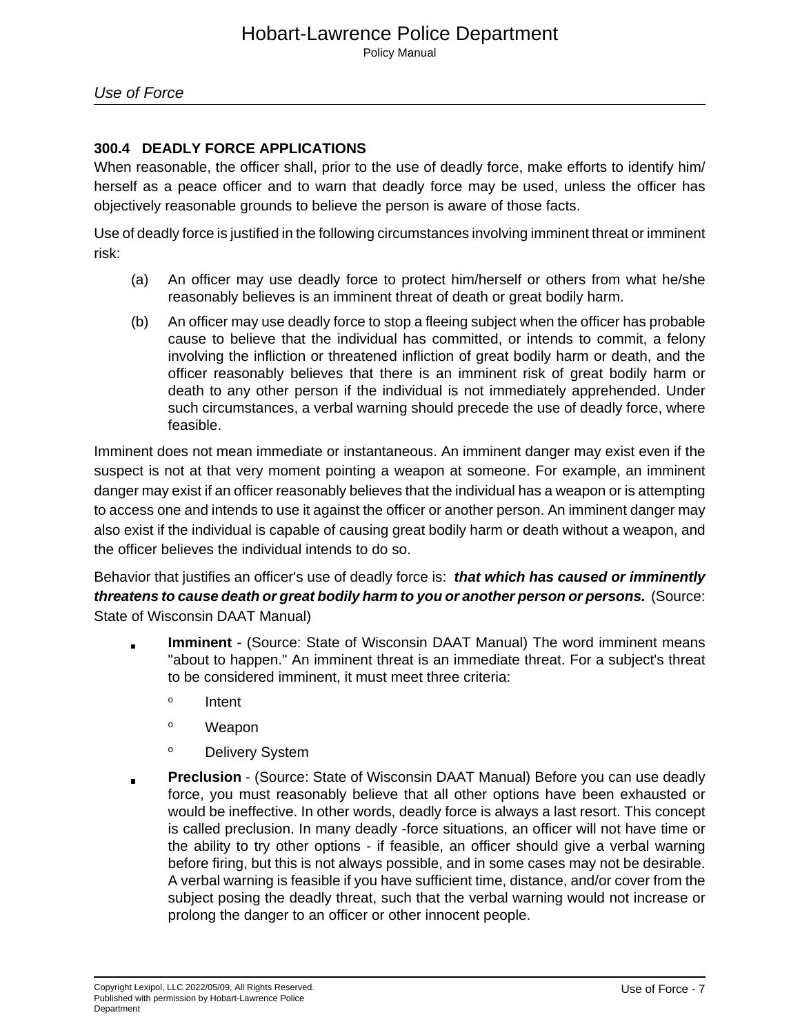### 300.4 DEADLY FORCE APPLICATIONS

When reasonable, the officer shall, prior to the use of deadly force, make efforts to identify him/herself as a peace officer and to warn that deadly force may be used, unless the officer has objectively reasonable grounds to believe the person is aware of those facts.

Use of deadly force is justified in the following circumstances involving imminent threat or imminent risk:

(a) An officer may use deadly force to protect him/herself or others from what he/she reasonably believes is an imminent threat of death or great bodily harm.

(b) An officer may use deadly force to stop a fleeing subject when the officer has probable cause to believe that the individual has committed, or intends to commit, a felony involving the infliction or threatened infliction of great bodily harm or death, and the officer reasonably believes that there is an imminent risk of great bodily harm or death to any other person if the individual is not immediately apprehended. Under such circumstances, a verbal warning should precede the use of deadly force, where feasible.

Imminent does not mean immediate or instantaneous. An imminent danger may exist even if the suspect is not at that very moment pointing a weapon at someone. For example, an imminent danger may exist if an officer reasonably believes that the individual has a weapon or is attempting to access one and intends to use it against the officer or another person. An imminent danger may also exist if the individual is capable of causing great bodily harm or death without a weapon, and the officer believes the individual intends to do so.

Behavior that justifies an officer's use of deadly force is: ***that which has caused or imminently threatens to cause death or great bodily harm to you or another person or persons.*** (Source: State of Wisconsin DAAT Manual)

- **Imminent** - (Source: State of Wisconsin DAAT Manual) The word imminent means "about to happen." An imminent threat is an immediate threat. For a subject's threat to be considered imminent, it must meet three criteria:
  - Intent
  - Weapon
  - Delivery System
- **Preclusion** - (Source: State of Wisconsin DAAT Manual) Before you can use deadly force, you must reasonably believe that all other options have been exhausted or would be ineffective. In other words, deadly force is always a last resort. This concept is called preclusion. In many deadly -force situations, an officer will not have time or the ability to try other options - if feasible, an officer should give a verbal warning before firing, but this is not always possible, and in some cases may not be desirable. A verbal warning is feasible if you have sufficient time, distance, and/or cover from the subject posing the deadly threat, such that the verbal warning would not increase or prolong the danger to an officer or other innocent people.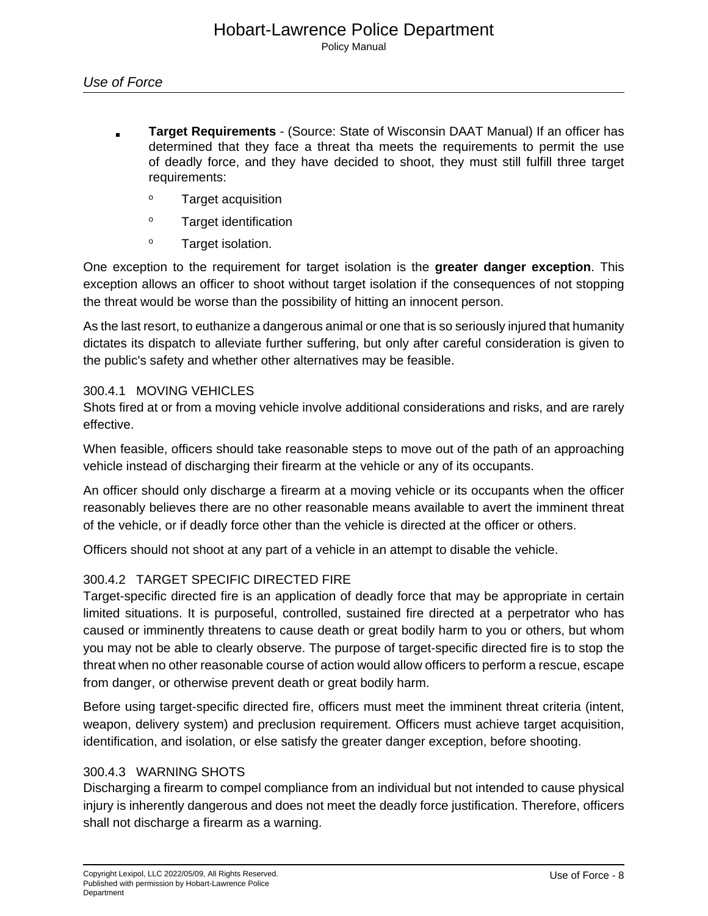## Use of Force

- **Target Requirements** - (Source: State of Wisconsin DAAT Manual) If an officer has determined that they face a threat tha meets the requirements to permit the use of deadly force, and they have decided to shoot, they must still fulfill three target requirements:
    - Target acquisition
    - Target identification
    - Target isolation.

One exception to the requirement for target isolation is the **greater danger exception**. This exception allows an officer to shoot without target isolation if the consequences of not stopping the threat would be worse than the possibility of hitting an innocent person.

As the last resort, to euthanize a dangerous animal or one that is so seriously injured that humanity dictates its dispatch to alleviate further suffering, but only after careful consideration is given to the public's safety and whether other alternatives may be feasible.

### 300.4.1 MOVING VEHICLES

Shots fired at or from a moving vehicle involve additional considerations and risks, and are rarely effective.

When feasible, officers should take reasonable steps to move out of the path of an approaching vehicle instead of discharging their firearm at the vehicle or any of its occupants.

An officer should only discharge a firearm at a moving vehicle or its occupants when the officer reasonably believes there are no other reasonable means available to avert the imminent threat of the vehicle, or if deadly force other than the vehicle is directed at the officer or others.

Officers should not shoot at any part of a vehicle in an attempt to disable the vehicle.

### 300.4.2 TARGET SPECIFIC DIRECTED FIRE

Target-specific directed fire is an application of deadly force that may be appropriate in certain limited situations. It is purposeful, controlled, sustained fire directed at a perpetrator who has caused or imminently threatens to cause death or great bodily harm to you or others, but whom you may not be able to clearly observe. The purpose of target-specific directed fire is to stop the threat when no other reasonable course of action would allow officers to perform a rescue, escape from danger, or otherwise prevent death or great bodily harm.

Before using target-specific directed fire, officers must meet the imminent threat criteria (intent, weapon, delivery system) and preclusion requirement. Officers must achieve target acquisition, identification, and isolation, or else satisfy the greater danger exception, before shooting.

### 300.4.3 WARNING SHOTS

Discharging a firearm to compel compliance from an individual but not intended to cause physical injury is inherently dangerous and does not meet the deadly force justification. Therefore, officers shall not discharge a firearm as a warning.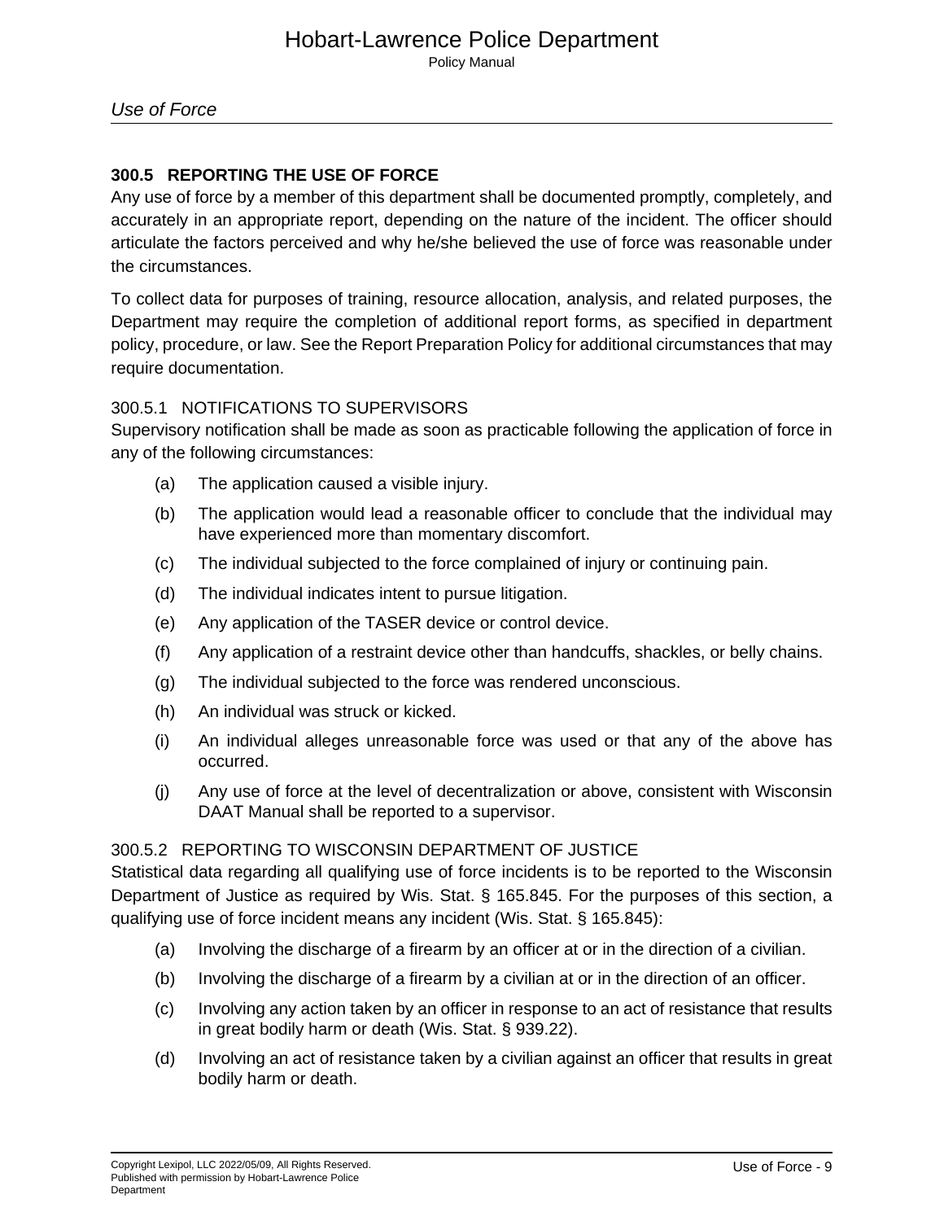## 300.5 REPORTING THE USE OF FORCE

Any use of force by a member of this department shall be documented promptly, completely, and accurately in an appropriate report, depending on the nature of the incident. The officer should articulate the factors perceived and why he/she believed the use of force was reasonable under the circumstances.

To collect data for purposes of training, resource allocation, analysis, and related purposes, the Department may require the completion of additional report forms, as specified in department policy, procedure, or law. See the Report Preparation Policy for additional circumstances that may require documentation.

### 300.5.1 NOTIFICATIONS TO SUPERVISORS

Supervisory notification shall be made as soon as practicable following the application of force in any of the following circumstances:

(a) The application caused a visible injury.

(b) The application would lead a reasonable officer to conclude that the individual may have experienced more than momentary discomfort.

(c) The individual subjected to the force complained of injury or continuing pain.

(d) The individual indicates intent to pursue litigation.

(e) Any application of the TASER device or control device.

(f) Any application of a restraint device other than handcuffs, shackles, or belly chains.

(g) The individual subjected to the force was rendered unconscious.

(h) An individual was struck or kicked.

(i) An individual alleges unreasonable force was used or that any of the above has occurred.

(j) Any use of force at the level of decentralization or above, consistent with Wisconsin DAAT Manual shall be reported to a supervisor.

### 300.5.2 REPORTING TO WISCONSIN DEPARTMENT OF JUSTICE

Statistical data regarding all qualifying use of force incidents is to be reported to the Wisconsin Department of Justice as required by Wis. Stat. § 165.845. For the purposes of this section, a qualifying use of force incident means any incident (Wis. Stat. § 165.845):

(a) Involving the discharge of a firearm by an officer at or in the direction of a civilian.

(b) Involving the discharge of a firearm by a civilian at or in the direction of an officer.

(c) Involving any action taken by an officer in response to an act of resistance that results in great bodily harm or death (Wis. Stat. § 939.22).

(d) Involving an act of resistance taken by a civilian against an officer that results in great bodily harm or death.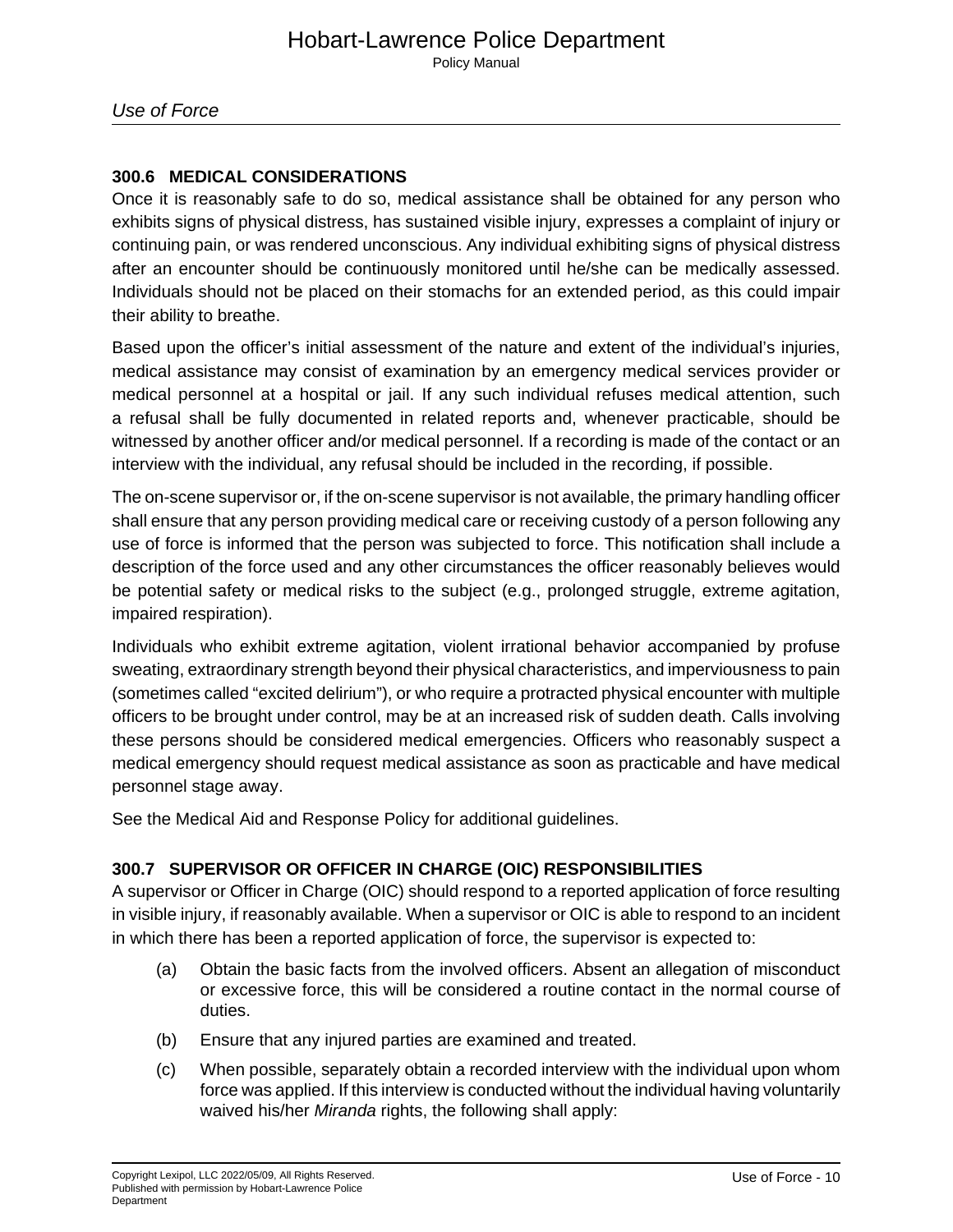### 300.6 MEDICAL CONSIDERATIONS

Once it is reasonably safe to do so, medical assistance shall be obtained for any person who exhibits signs of physical distress, has sustained visible injury, expresses a complaint of injury or continuing pain, or was rendered unconscious. Any individual exhibiting signs of physical distress after an encounter should be continuously monitored until he/she can be medically assessed. Individuals should not be placed on their stomachs for an extended period, as this could impair their ability to breathe.

Based upon the officer's initial assessment of the nature and extent of the individual's injuries, medical assistance may consist of examination by an emergency medical services provider or medical personnel at a hospital or jail. If any such individual refuses medical attention, such a refusal shall be fully documented in related reports and, whenever practicable, should be witnessed by another officer and/or medical personnel. If a recording is made of the contact or an interview with the individual, any refusal should be included in the recording, if possible.

The on-scene supervisor or, if the on-scene supervisor is not available, the primary handling officer shall ensure that any person providing medical care or receiving custody of a person following any use of force is informed that the person was subjected to force. This notification shall include a description of the force used and any other circumstances the officer reasonably believes would be potential safety or medical risks to the subject (e.g., prolonged struggle, extreme agitation, impaired respiration).

Individuals who exhibit extreme agitation, violent irrational behavior accompanied by profuse sweating, extraordinary strength beyond their physical characteristics, and imperviousness to pain (sometimes called "excited delirium"), or who require a protracted physical encounter with multiple officers to be brought under control, may be at an increased risk of sudden death. Calls involving these persons should be considered medical emergencies. Officers who reasonably suspect a medical emergency should request medical assistance as soon as practicable and have medical personnel stage away.

See the Medical Aid and Response Policy for additional guidelines.

### 300.7 SUPERVISOR OR OFFICER IN CHARGE (OIC) RESPONSIBILITIES

A supervisor or Officer in Charge (OIC) should respond to a reported application of force resulting in visible injury, if reasonably available. When a supervisor or OIC is able to respond to an incident in which there has been a reported application of force, the supervisor is expected to:

(a) Obtain the basic facts from the involved officers. Absent an allegation of misconduct or excessive force, this will be considered a routine contact in the normal course of duties.

(b) Ensure that any injured parties are examined and treated.

(c) When possible, separately obtain a recorded interview with the individual upon whom force was applied. If this interview is conducted without the individual having voluntarily waived his/her *Miranda* rights, the following shall apply: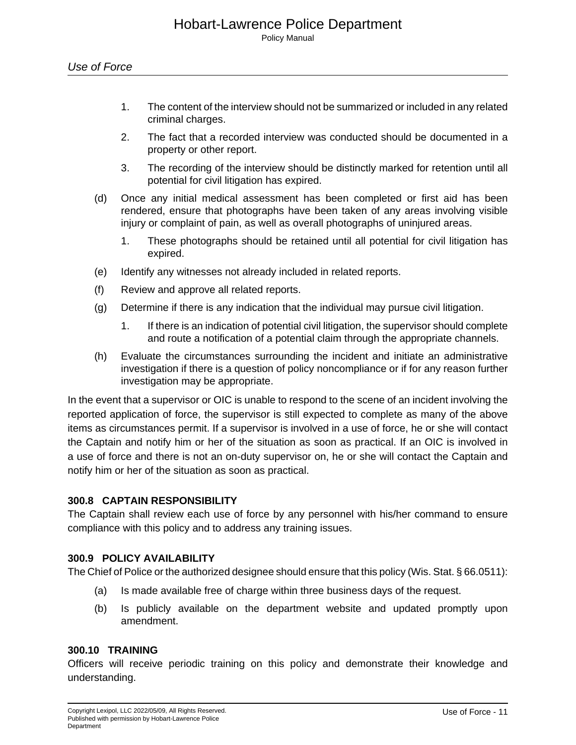1. The content of the interview should not be summarized or included in any related criminal charges.
2. The fact that a recorded interview was conducted should be documented in a property or other report.
3. The recording of the interview should be distinctly marked for retention until all potential for civil litigation has expired.

(d) Once any initial medical assessment has been completed or first aid has been rendered, ensure that photographs have been taken of any areas involving visible injury or complaint of pain, as well as overall photographs of uninjured areas.

1. These photographs should be retained until all potential for civil litigation has expired.

(e) Identify any witnesses not already included in related reports.

(f) Review and approve all related reports.

(g) Determine if there is any indication that the individual may pursue civil litigation.

1. If there is an indication of potential civil litigation, the supervisor should complete and route a notification of a potential claim through the appropriate channels.

(h) Evaluate the circumstances surrounding the incident and initiate an administrative investigation if there is a question of policy noncompliance or if for any reason further investigation may be appropriate.

In the event that a supervisor or OIC is unable to respond to the scene of an incident involving the reported application of force, the supervisor is still expected to complete as many of the above items as circumstances permit. If a supervisor is involved in a use of force, he or she will contact the Captain and notify him or her of the situation as soon as practical. If an OIC is involved in a use of force and there is not an on-duty supervisor on, he or she will contact the Captain and notify him or her of the situation as soon as practical.

### 300.8 CAPTAIN RESPONSIBILITY

The Captain shall review each use of force by any personnel with his/her command to ensure compliance with this policy and to address any training issues.

### 300.9 POLICY AVAILABILITY

The Chief of Police or the authorized designee should ensure that this policy (Wis. Stat. § 66.0511):

(a) Is made available free of charge within three business days of the request.

(b) Is publicly available on the department website and updated promptly upon amendment.

### 300.10 TRAINING

Officers will receive periodic training on this policy and demonstrate their knowledge and understanding.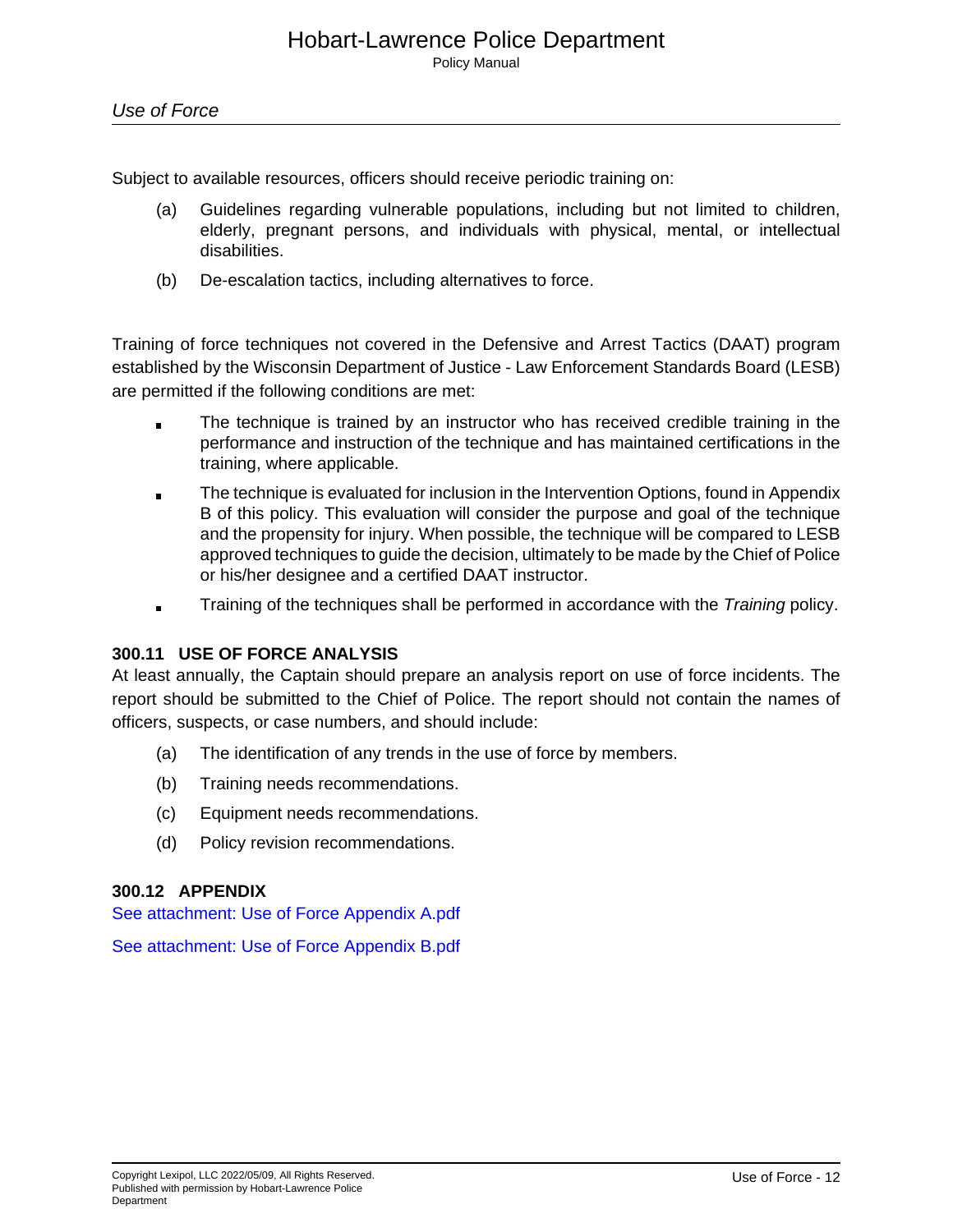Subject to available resources, officers should receive periodic training on:

(a) Guidelines regarding vulnerable populations, including but not limited to children, elderly, pregnant persons, and individuals with physical, mental, or intellectual disabilities.

(b) De-escalation tactics, including alternatives to force.

Training of force techniques not covered in the Defensive and Arrest Tactics (DAAT) program established by the Wisconsin Department of Justice - Law Enforcement Standards Board (LESB) are permitted if the following conditions are met:

- The technique is trained by an instructor who has received credible training in the performance and instruction of the technique and has maintained certifications in the training, where applicable.
- The technique is evaluated for inclusion in the Intervention Options, found in Appendix B of this policy. This evaluation will consider the purpose and goal of the technique and the propensity for injury. When possible, the technique will be compared to LESB approved techniques to guide the decision, ultimately to be made by the Chief of Police or his/her designee and a certified DAAT instructor.
- Training of the techniques shall be performed in accordance with the *Training* policy.

### 300.11 USE OF FORCE ANALYSIS

At least annually, the Captain should prepare an analysis report on use of force incidents. The report should be submitted to the Chief of Police. The report should not contain the names of officers, suspects, or case numbers, and should include:

(a) The identification of any trends in the use of force by members.

(b) Training needs recommendations.

(c) Equipment needs recommendations.

(d) Policy revision recommendations.

### 300.12 APPENDIX

See attachment: Use of Force Appendix A.pdf

See attachment: Use of Force Appendix B.pdf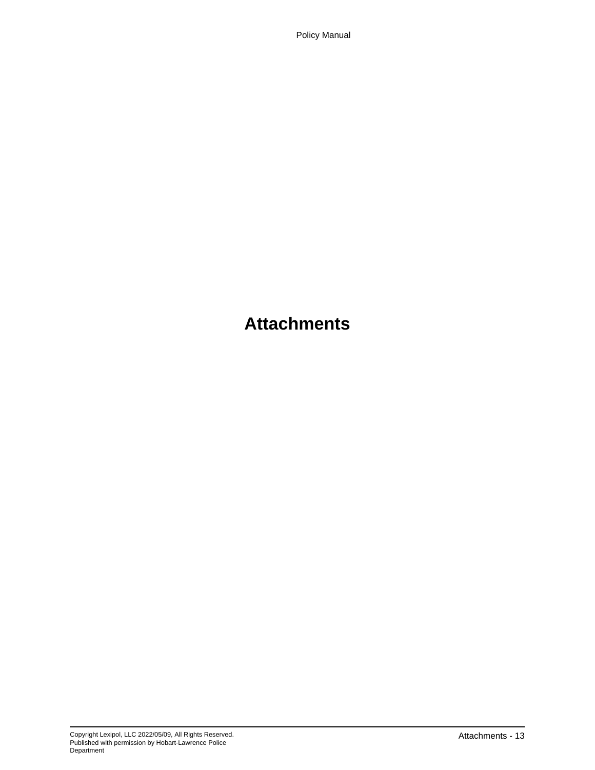# Attachments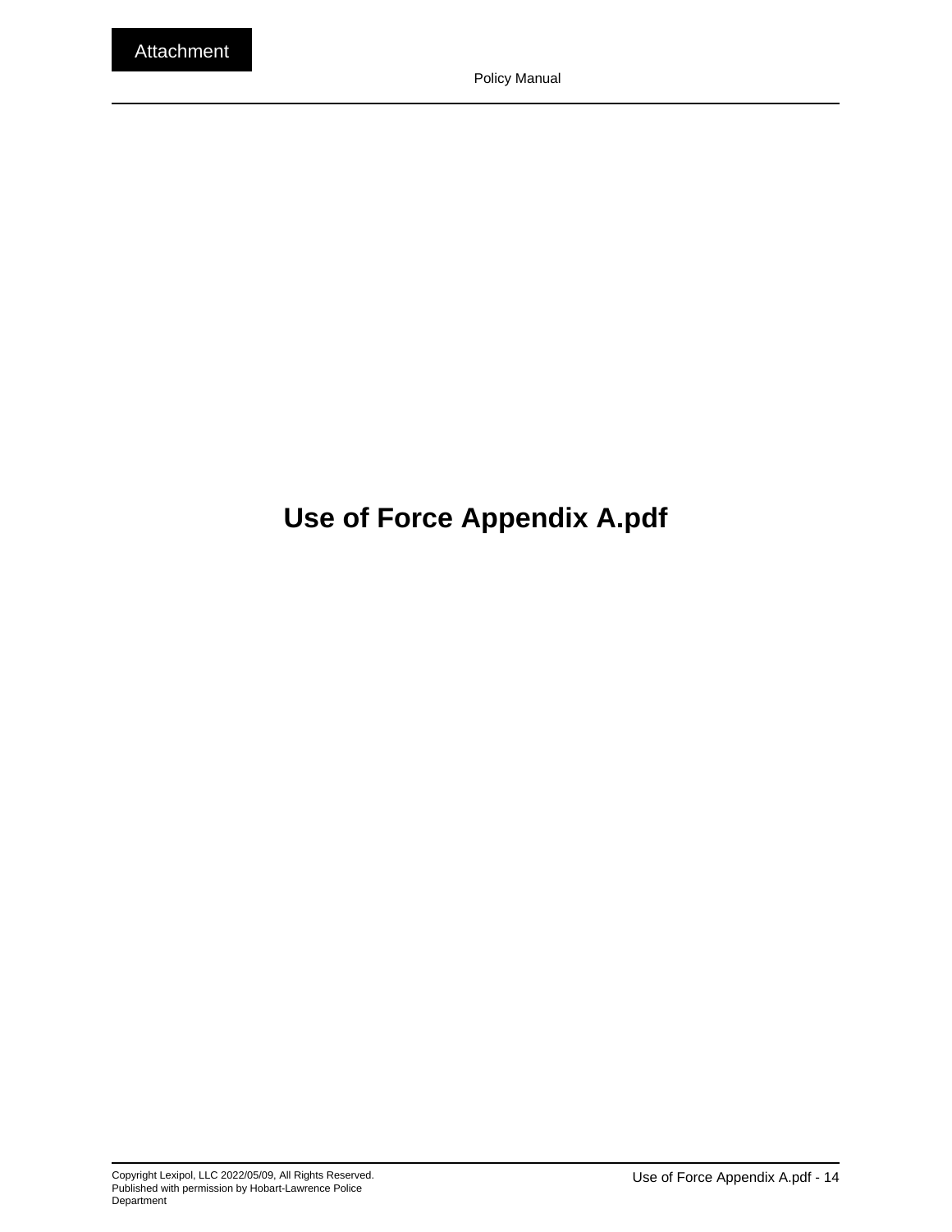Attachment

# Use of Force Appendix A.pdf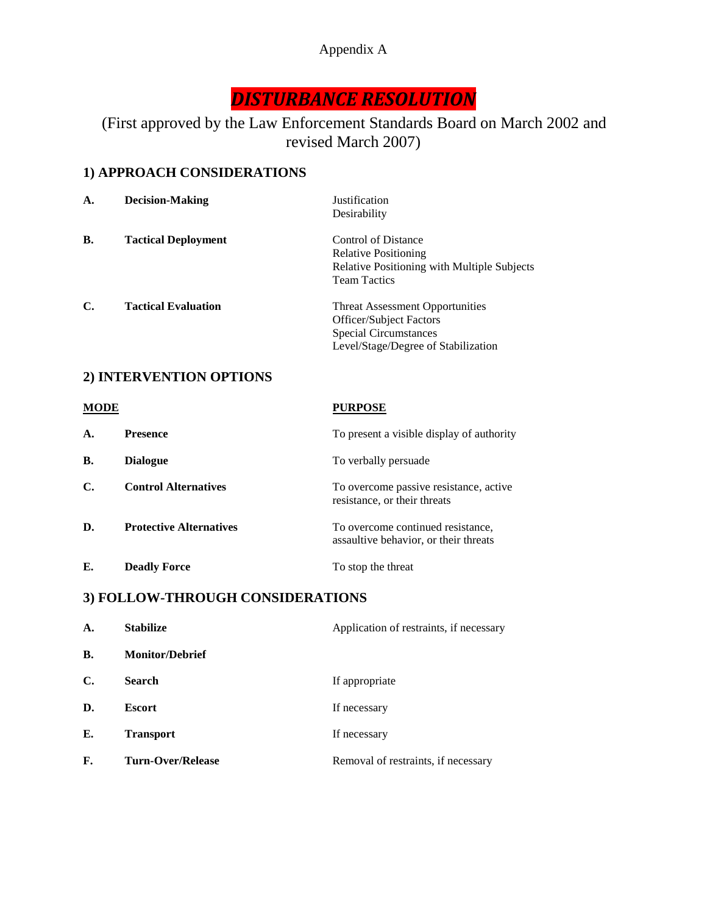Appendix A

# *DISTURBANCE RESOLUTION*

(First approved by the Law Enforcement Standards Board on March 2002 and revised March 2007)

## 1) APPROACH CONSIDERATIONS

**A. Decision-Making**

- Justification
- Desirability

**B. Tactical Deployment**

- Control of Distance
- Relative Positioning
- Relative Positioning with Multiple Subjects
- Team Tactics

**C. Tactical Evaluation**

- Threat Assessment Opportunities
- Officer/Subject Factors
- Special Circumstances
- Level/Stage/Degree of Stabilization

## 2) INTERVENTION OPTIONS

| MODE | PURPOSE |
|---|---|
| **A. Presence** | To present a visible display of authority |
| **B. Dialogue** | To verbally persuade |
| **C. Control Alternatives** | To overcome passive resistance, active resistance, or their threats |
| **D. Protective Alternatives** | To overcome continued resistance, assaultive behavior, or their threats |
| **E. Deadly Force** | To stop the threat |

## 3) FOLLOW-THROUGH CONSIDERATIONS

| | |
|---|---|
| **A. Stabilize** | Application of restraints, if necessary |
| **B. Monitor/Debrief** | |
| **C. Search** | If appropriate |
| **D. Escort** | If necessary |
| **E. Transport** | If necessary |
| **F. Turn-Over/Release** | Removal of restraints, if necessary |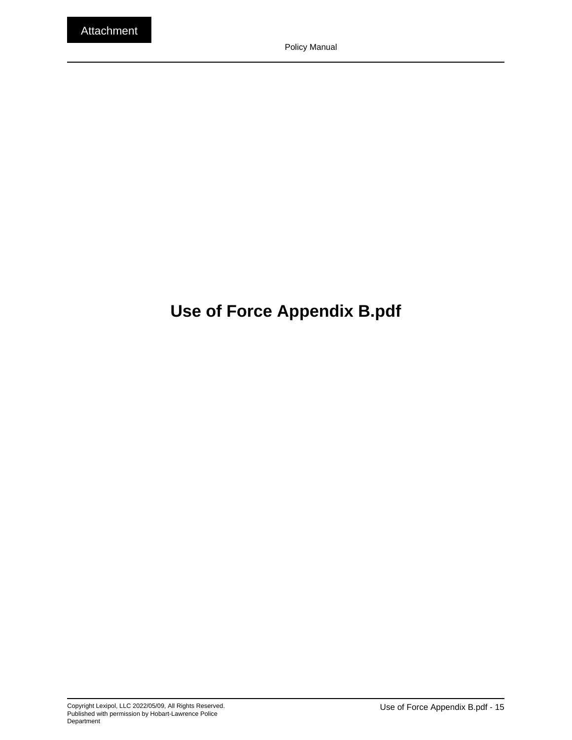# Use of Force Appendix B.pdf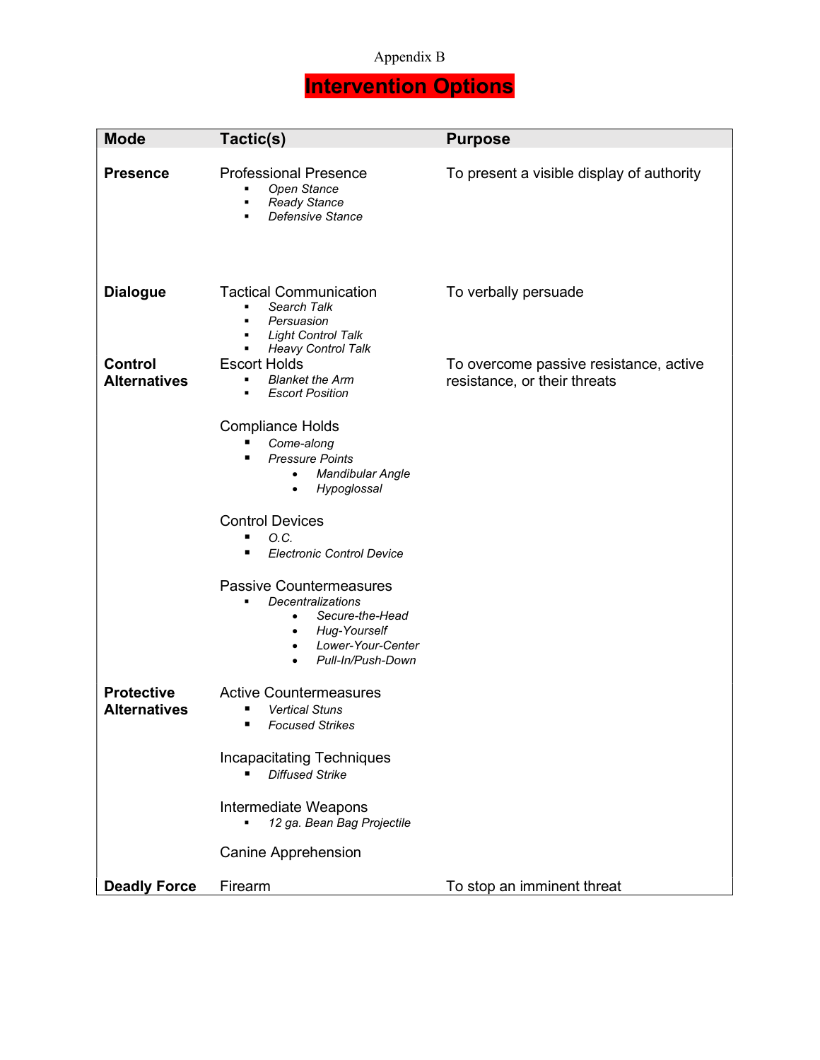Appendix B

# Intervention Options

| Mode | Tactic(s) | Purpose |
|---|---|---|
| **Presence** | Professional Presence<br>▪ *Open Stance*<br>▪ *Ready Stance*<br>▪ *Defensive Stance* | To present a visible display of authority |
| **Dialogue** | Tactical Communication<br>▪ *Search Talk*<br>▪ *Persuasion*<br>▪ *Light Control Talk*<br>▪ *Heavy Control Talk* | To verbally persuade |
| **Control Alternatives** | Escort Holds<br>▪ *Blanket the Arm*<br>▪ *Escort Position*<br><br>Compliance Holds<br>▪ *Come-along*<br>▪ *Pressure Points*<br>• *Mandibular Angle*<br>• *Hypoglossal*<br><br>Control Devices<br>▪ *O.C.*<br>▪ *Electronic Control Device*<br><br>Passive Countermeasures<br>▪ *Decentralizations*<br>• *Secure-the-Head*<br>• *Hug-Yourself*<br>• *Lower-Your-Center*<br>• *Pull-In/Push-Down* | To overcome passive resistance, active resistance, or their threats |
| **Protective Alternatives** | Active Countermeasures<br>▪ *Vertical Stuns*<br>▪ *Focused Strikes*<br><br>Incapacitating Techniques<br>▪ *Diffused Strike*<br><br>Intermediate Weapons<br>▪ *12 ga. Bean Bag Projectile*<br><br>Canine Apprehension | |
| **Deadly Force** | Firearm | To stop an imminent threat |